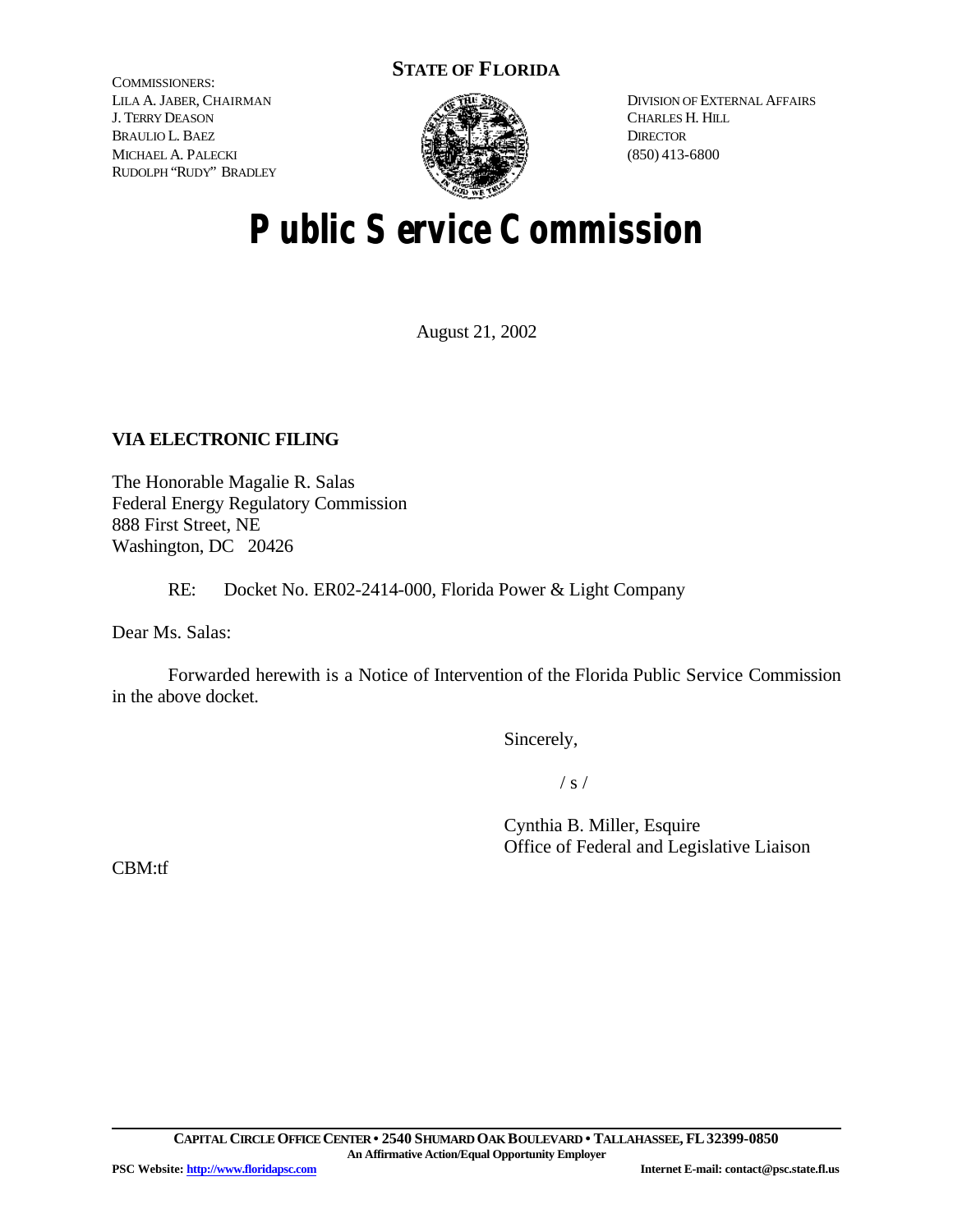**STATE OF FLORIDA**

COMMISSIONERS:
LILA A. JABER, CHAIRMAN
J. TERRY DEASON
BRAULIO L. BAEZ
MICHAEL A. PALECKI
RUDOLPH "RUDY" BRADLEY

DIVISION OF EXTERNAL AFFAIRS
CHARLES H. HILL
DIRECTOR
(850) 413-6800

# Public Service Commission

August 21, 2002

**VIA ELECTRONIC FILING**

The Honorable Magalie R. Salas
Federal Energy Regulatory Commission
888 First Street, NE
Washington, DC 20426

RE: Docket No. ER02-2414-000, Florida Power & Light Company

Dear Ms. Salas:

Forwarded herewith is a Notice of Intervention of the Florida Public Service Commission in the above docket.

Sincerely,

/ s /

Cynthia B. Miller, Esquire
Office of Federal and Legislative Liaison

CBM:tf

**CAPITAL CIRCLE OFFICE CENTER • 2540 SHUMARD OAK BOULEVARD • TALLAHASSEE, FL 32399-0850**
**An Affirmative Action/Equal Opportunity Employer**
**PSC Website: http://www.floridapsc.com** **Internet E-mail: contact@psc.state.fl.us**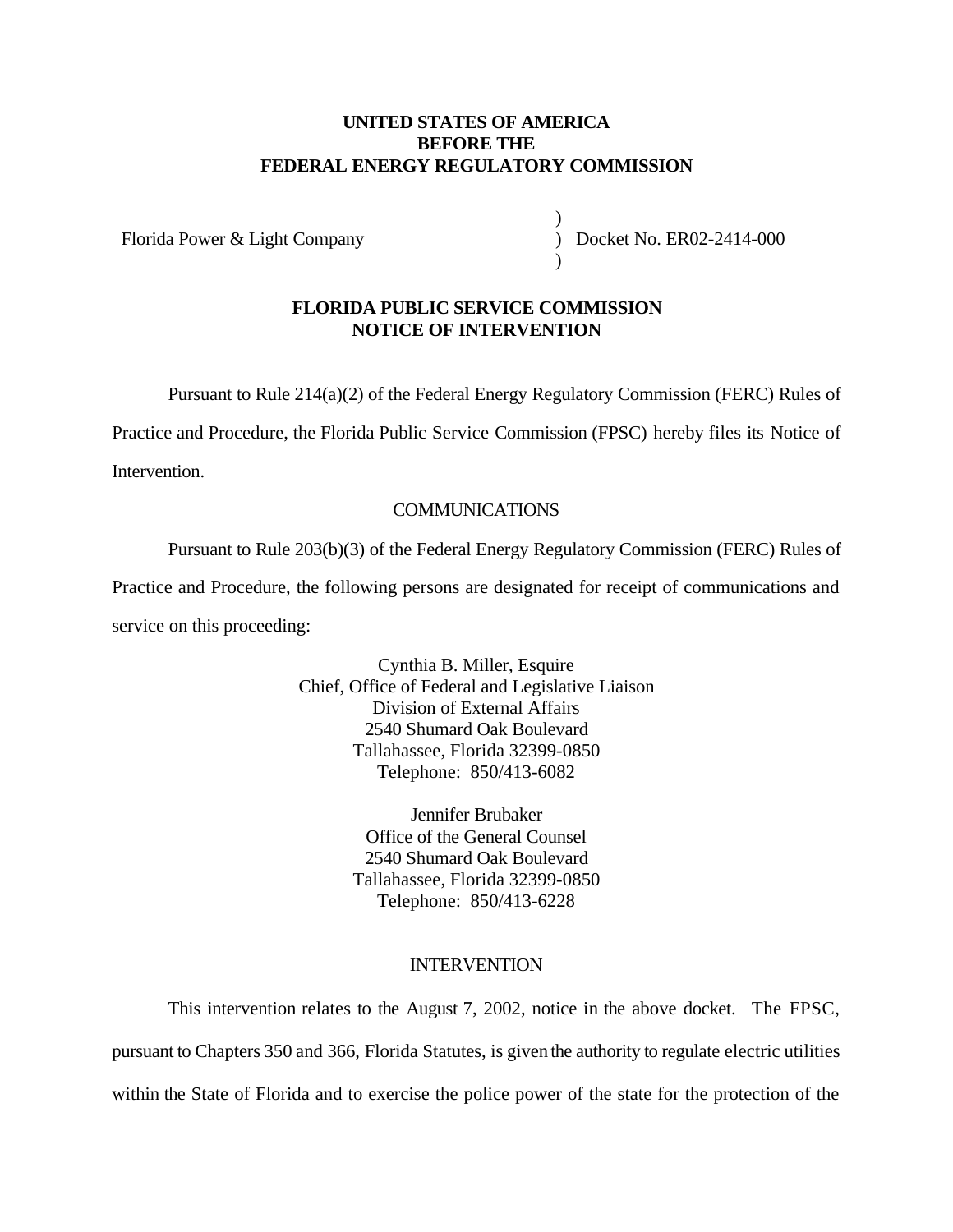**UNITED STATES OF AMERICA**
**BEFORE THE**
**FEDERAL ENERGY REGULATORY COMMISSION**

| | |
|---|---|
| Florida Power & Light Company | ) Docket No. ER02-2414-000 |

**FLORIDA PUBLIC SERVICE COMMISSION**
**NOTICE OF INTERVENTION**

Pursuant to Rule 214(a)(2) of the Federal Energy Regulatory Commission (FERC) Rules of Practice and Procedure, the Florida Public Service Commission (FPSC) hereby files its Notice of Intervention.

COMMUNICATIONS

Pursuant to Rule 203(b)(3) of the Federal Energy Regulatory Commission (FERC) Rules of Practice and Procedure, the following persons are designated for receipt of communications and service on this proceeding:

Cynthia B. Miller, Esquire
Chief, Office of Federal and Legislative Liaison
Division of External Affairs
2540 Shumard Oak Boulevard
Tallahassee, Florida 32399-0850
Telephone: 850/413-6082

Jennifer Brubaker
Office of the General Counsel
2540 Shumard Oak Boulevard
Tallahassee, Florida 32399-0850
Telephone: 850/413-6228

INTERVENTION

This intervention relates to the August 7, 2002, notice in the above docket. The FPSC, pursuant to Chapters 350 and 366, Florida Statutes, is given the authority to regulate electric utilities within the State of Florida and to exercise the police power of the state for the protection of the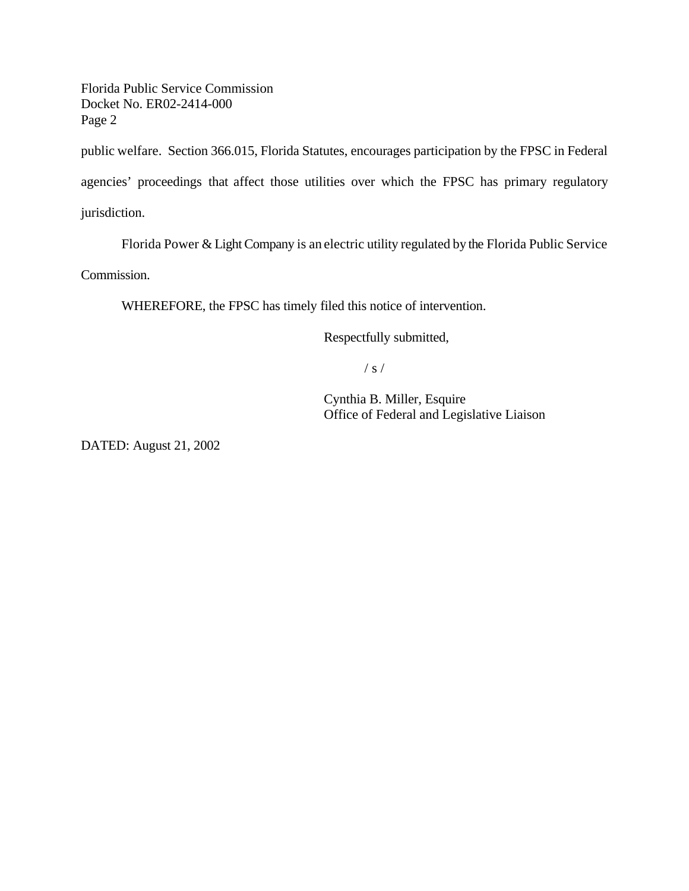public welfare. Section 366.015, Florida Statutes, encourages participation by the FPSC in Federal agencies' proceedings that affect those utilities over which the FPSC has primary regulatory jurisdiction.

Florida Power & Light Company is an electric utility regulated by the Florida Public Service Commission.

WHEREFORE, the FPSC has timely filed this notice of intervention.

Respectfully submitted,

/ s /

Cynthia B. Miller, Esquire
Office of Federal and Legislative Liaison

DATED: August 21, 2002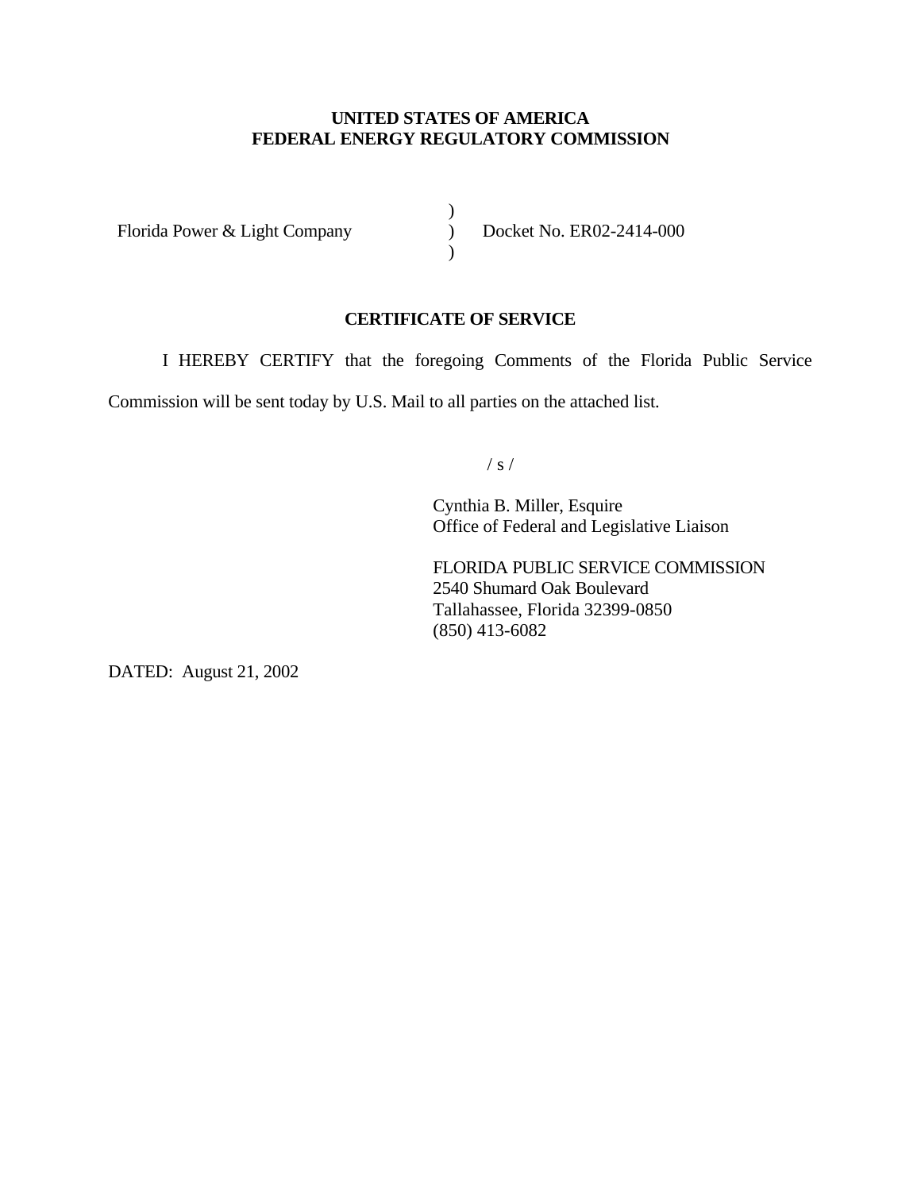**UNITED STATES OF AMERICA**
**FEDERAL ENERGY REGULATORY COMMISSION**

| | | |
|---|---|---|
| Florida Power & Light Company | ) ) ) | Docket No. ER02-2414-000 |

**CERTIFICATE OF SERVICE**

I HEREBY CERTIFY that the foregoing Comments of the Florida Public Service Commission will be sent today by U.S. Mail to all parties on the attached list.

/ s /

Cynthia B. Miller, Esquire
Office of Federal and Legislative Liaison

FLORIDA PUBLIC SERVICE COMMISSION
2540 Shumard Oak Boulevard
Tallahassee, Florida 32399-0850
(850) 413-6082

DATED: August 21, 2002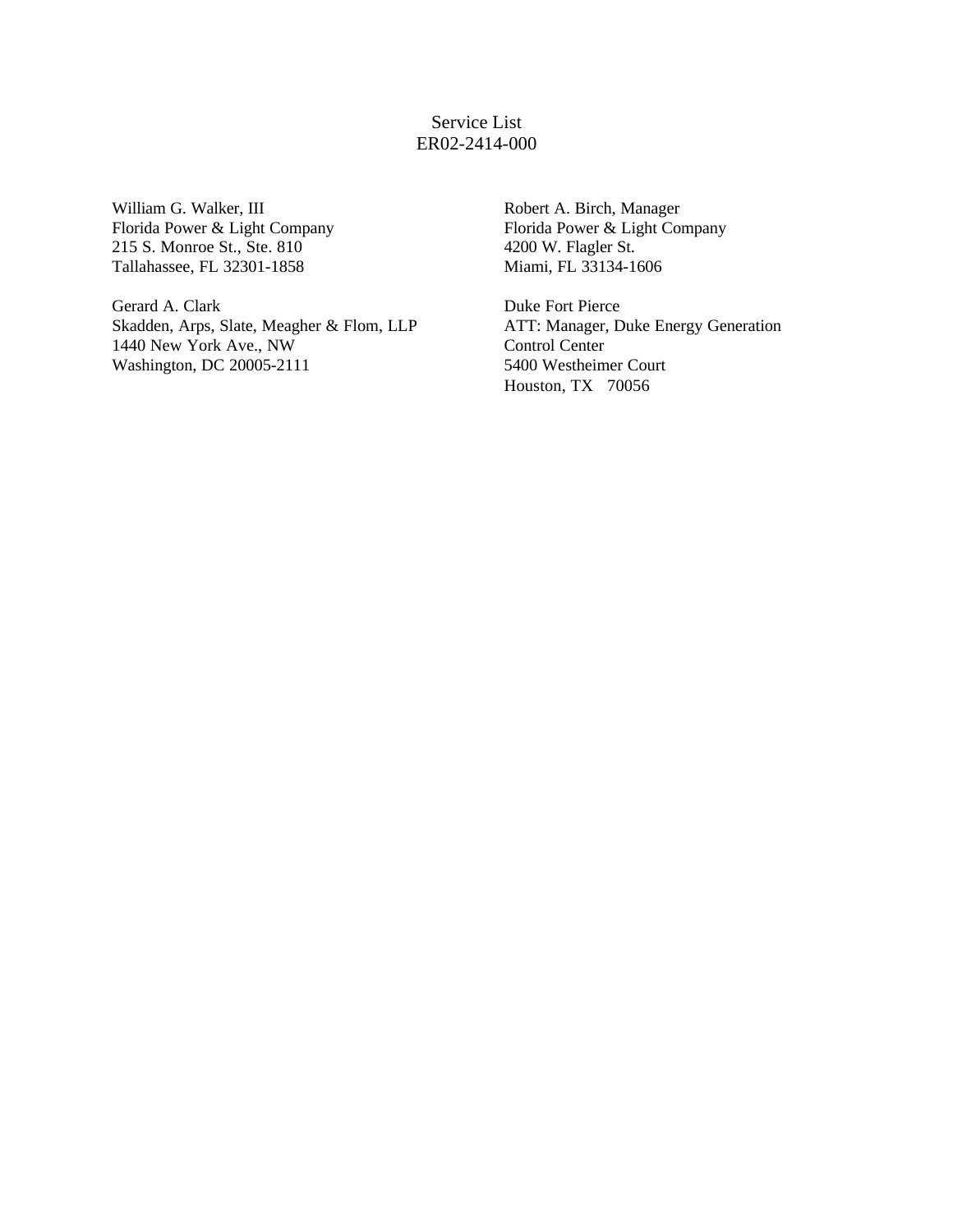Service List
ER02-2414-000

William G. Walker, III
Florida Power & Light Company
215 S. Monroe St., Ste. 810
Tallahassee, FL 32301-1858

Gerard A. Clark
Skadden, Arps, Slate, Meagher & Flom, LLP
1440 New York Ave., NW
Washington, DC 20005-2111

Robert A. Birch, Manager
Florida Power & Light Company
4200 W. Flagler St.
Miami, FL 33134-1606

Duke Fort Pierce
ATT: Manager, Duke Energy Generation
Control Center
5400 Westheimer Court
Houston, TX 70056